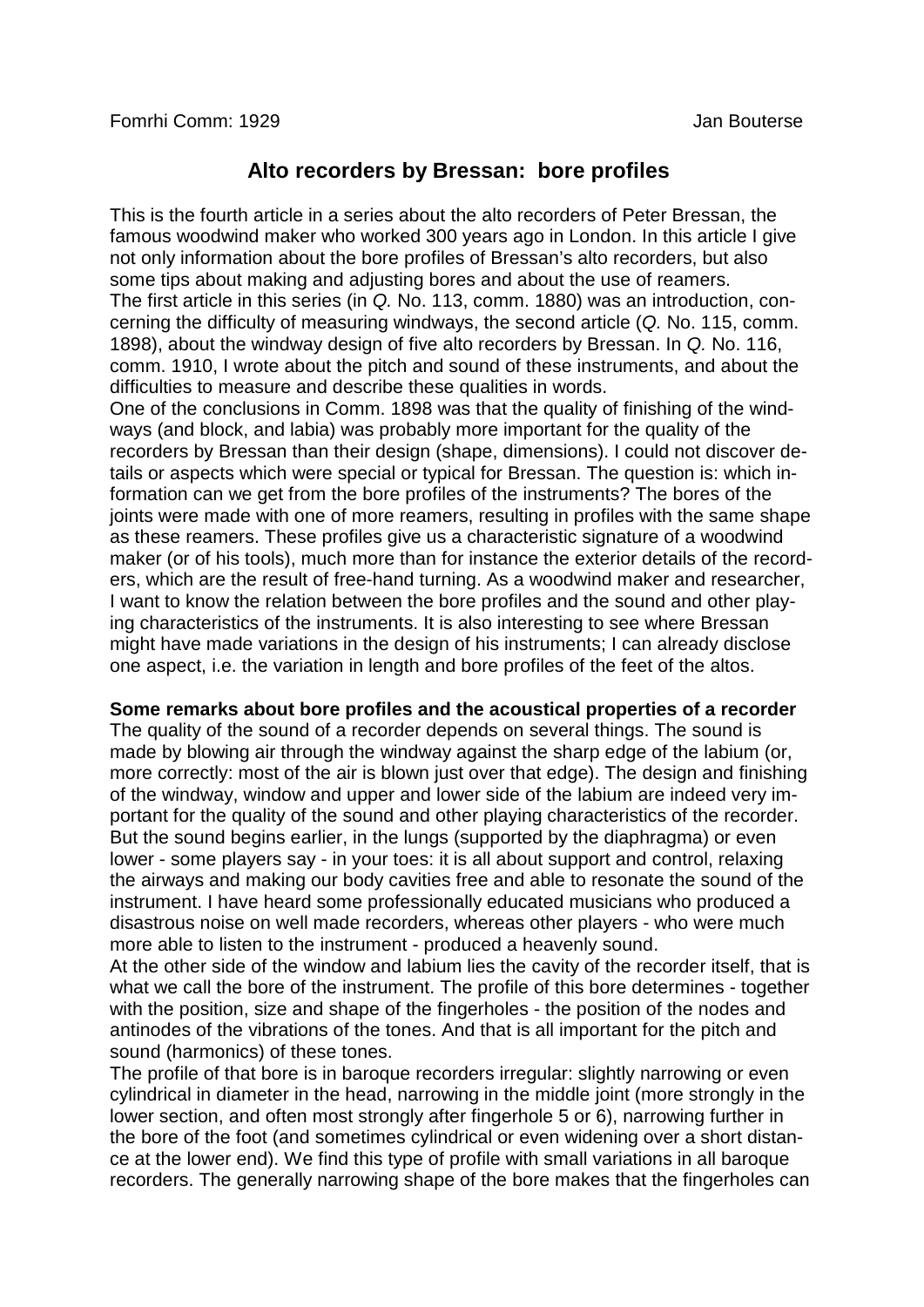Fomrhi Comm: 1929 Jan Bouterse

## Alto recorders by Bressan: bore profiles

This is the fourth article in a series about the alto recorders of Peter Bressan, the famous woodwind maker who worked 300 years ago in London. In this article I give not only information about the bore profiles of Bressan's alto recorders, but also some tips about making and adjusting bores and about the use of reamers.
The first article in this series (in *Q.* No. 113, comm. 1880) was an introduction, concerning the difficulty of measuring windways, the second article (*Q.* No. 115, comm. 1898), about the windway design of five alto recorders by Bressan. In *Q.* No. 116, comm. 1910, I wrote about the pitch and sound of these instruments, and about the difficulties to measure and describe these qualities in words.
One of the conclusions in Comm. 1898 was that the quality of finishing of the windways (and block, and labia) was probably more important for the quality of the recorders by Bressan than their design (shape, dimensions). I could not discover details or aspects which were special or typical for Bressan. The question is: which information can we get from the bore profiles of the instruments? The bores of the joints were made with one of more reamers, resulting in profiles with the same shape as these reamers. These profiles give us a characteristic signature of a woodwind maker (or of his tools), much more than for instance the exterior details of the recorders, which are the result of free-hand turning. As a woodwind maker and researcher, I want to know the relation between the bore profiles and the sound and other playing characteristics of the instruments. It is also interesting to see where Bressan might have made variations in the design of his instruments; I can already disclose one aspect, i.e. the variation in length and bore profiles of the feet of the altos.

**Some remarks about bore profiles and the acoustical properties of a recorder**
The quality of the sound of a recorder depends on several things. The sound is made by blowing air through the windway against the sharp edge of the labium (or, more correctly: most of the air is blown just over that edge). The design and finishing of the windway, window and upper and lower side of the labium are indeed very important for the quality of the sound and other playing characteristics of the recorder. But the sound begins earlier, in the lungs (supported by the diaphragma) or even lower - some players say - in your toes: it is all about support and control, relaxing the airways and making our body cavities free and able to resonate the sound of the instrument. I have heard some professionally educated musicians who produced a disastrous noise on well made recorders, whereas other players - who were much more able to listen to the instrument - produced a heavenly sound.
At the other side of the window and labium lies the cavity of the recorder itself, that is what we call the bore of the instrument. The profile of this bore determines - together with the position, size and shape of the fingerholes - the position of the nodes and antinodes of the vibrations of the tones. And that is all important for the pitch and sound (harmonics) of these tones.
The profile of that bore is in baroque recorders irregular: slightly narrowing or even cylindrical in diameter in the head, narrowing in the middle joint (more strongly in the lower section, and often most strongly after fingerhole 5 or 6), narrowing further in the bore of the foot (and sometimes cylindrical or even widening over a short distance at the lower end). We find this type of profile with small variations in all baroque recorders. The generally narrowing shape of the bore makes that the fingerholes can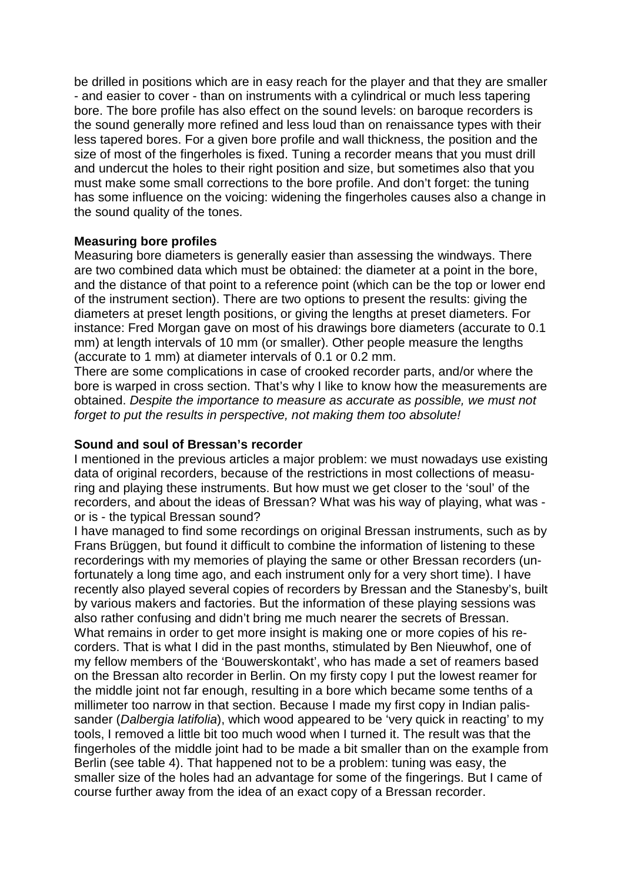be drilled in positions which are in easy reach for the player and that they are smaller - and easier to cover - than on instruments with a cylindrical or much less tapering bore. The bore profile has also effect on the sound levels: on baroque recorders is the sound generally more refined and less loud than on renaissance types with their less tapered bores. For a given bore profile and wall thickness, the position and the size of most of the fingerholes is fixed. Tuning a recorder means that you must drill and undercut the holes to their right position and size, but sometimes also that you must make some small corrections to the bore profile. And don't forget: the tuning has some influence on the voicing: widening the fingerholes causes also a change in the sound quality of the tones.

**Measuring bore profiles**

Measuring bore diameters is generally easier than assessing the windways. There are two combined data which must be obtained: the diameter at a point in the bore, and the distance of that point to a reference point (which can be the top or lower end of the instrument section). There are two options to present the results: giving the diameters at preset length positions, or giving the lengths at preset diameters. For instance: Fred Morgan gave on most of his drawings bore diameters (accurate to 0.1 mm) at length intervals of 10 mm (or smaller). Other people measure the lengths (accurate to 1 mm) at diameter intervals of 0.1 or 0.2 mm.

There are some complications in case of crooked recorder parts, and/or where the bore is warped in cross section. That's why I like to know how the measurements are obtained. *Despite the importance to measure as accurate as possible, we must not forget to put the results in perspective, not making them too absolute!*

**Sound and soul of Bressan's recorder**

I mentioned in the previous articles a major problem: we must nowadays use existing data of original recorders, because of the restrictions in most collections of measuring and playing these instruments. But how must we get closer to the 'soul' of the recorders, and about the ideas of Bressan? What was his way of playing, what was - or is - the typical Bressan sound?

I have managed to find some recordings on original Bressan instruments, such as by Frans Brüggen, but found it difficult to combine the information of listening to these recorderings with my memories of playing the same or other Bressan recorders (unfortunately a long time ago, and each instrument only for a very short time). I have recently also played several copies of recorders by Bressan and the Stanesby's, built by various makers and factories. But the information of these playing sessions was also rather confusing and didn't bring me much nearer the secrets of Bressan.

What remains in order to get more insight is making one or more copies of his recorders. That is what I did in the past months, stimulated by Ben Nieuwhof, one of my fellow members of the 'Bouwerskontakt', who has made a set of reamers based on the Bressan alto recorder in Berlin. On my firsty copy I put the lowest reamer for the middle joint not far enough, resulting in a bore which became some tenths of a millimeter too narrow in that section. Because I made my first copy in Indian palissander (*Dalbergia latifolia*), which wood appeared to be 'very quick in reacting' to my tools, I removed a little bit too much wood when I turned it. The result was that the fingerholes of the middle joint had to be made a bit smaller than on the example from Berlin (see table 4). That happened not to be a problem: tuning was easy, the smaller size of the holes had an advantage for some of the fingerings. But I came of course further away from the idea of an exact copy of a Bressan recorder.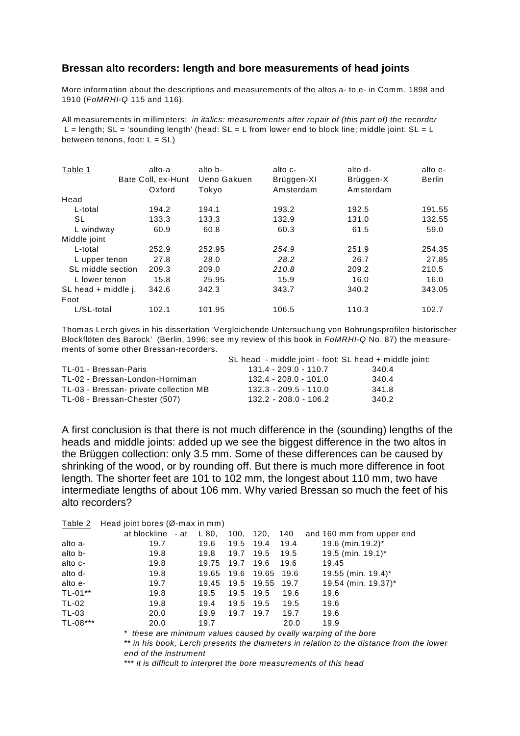### Bressan alto recorders: length and bore measurements of head joints

More information about the descriptions and measurements of the altos a- to e- in Comm. 1898 and 1910 (*FoMRHI-Q* 115 and 116).

All measurements in millimeters; *in italics: measurements after repair of (this part of) the recorder*
L = length; SL = 'sounding length' (head: SL = L from lower end to block line; middle joint: SL = L between tenons, foot: L = SL)

| Table 1 | alto-a Bate Coll, ex-Hunt Oxford | alto b- Ueno Gakuen Tokyo | alto c- Brüggen-XI Amsterdam | alto d- Brüggen-X Amsterdam | alto e- Berlin |
|---|---|---|---|---|---|
| Head | | | | | |
| L-total | 194.2 | 194.1 | 193.2 | 192.5 | 191.55 |
| SL | 133.3 | 133.3 | 132.9 | 131.0 | 132.55 |
| L windway | 60.9 | 60.8 | 60.3 | 61.5 | 59.0 |
| Middle joint | | | | | |
| L-total | 252.9 | 252.95 | *254.9* | 251.9 | 254.35 |
| L upper tenon | 27.8 | 28.0 | *28.2* | 26.7 | 27.85 |
| SL middle section | 209.3 | 209.0 | *210.8* | 209.2 | 210.5 |
| L lower tenon | 15.8 | 25.95 | 15.9 | 16.0 | 16.0 |
| SL head + middle j. | 342.6 | 342.3 | 343.7 | 340.2 | 343.05 |
| Foot | | | | | |
| L/SL-total | 102.1 | 101.95 | 106.5 | 110.3 | 102.7 |

Thomas Lerch gives in his dissertation 'Vergleichende Untersuchung von Bohrungsprofilen historischer Blockflöten des Barock' (Berlin, 1996; see my review of this book in *FoMRHI-Q* No. 87) the measurements of some other Bressan-recorders.

| | SL head - middle joint - foot; | SL head + middle joint: |
|---|---|---|
| TL-01 - Bressan-Paris | 131.4 - 209.0 - 110.7 | 340.4 |
| TL-02 - Bressan-London-Horniman | 132.4 - 208.0 - 101.0 | 340.4 |
| TL-03 - Bressan- private collection MB | 132.3 - 209.5 - 110.0 | 341.8 |
| TL-08 - Bressan-Chester (507) | 132.2 - 208.0 - 106.2 | 340.2 |

A first conclusion is that there is not much difference in the (sounding) lengths of the heads and middle joints: added up we see the biggest difference in the two altos in the Brüggen collection: only 3.5 mm. Some of these differences can be caused by shrinking of the wood, or by rounding off. But there is much more difference in foot length. The shorter feet are 101 to 102 mm, the longest about 110 mm, two have intermediate lengths of about 106 mm. Why varied Bressan so much the feet of his alto recorders?

Table 2 Head joint bores (Ø-max in mm)

| | at blockline - at | L 80, | 100, | 120, | 140 | and 160 mm from upper end |
|---|---|---|---|---|---|---|
| alto a- | 19.7 | 19.6 | 19.5 | 19.4 | 19.4 | 19.6 (min.19.2)* |
| alto b- | 19.8 | 19.8 | 19.7 | 19.5 | 19.5 | 19.5 (min. 19.1)* |
| alto c- | 19.8 | 19.75 | 19.7 | 19.6 | 19.6 | 19.45 |
| alto d- | 19.8 | 19.65 | 19.6 | 19.65 | 19.6 | 19.55 (min. 19.4)* |
| alto e- | 19.7 | 19.45 | 19.5 | 19.55 | 19.7 | 19.54 (min. 19.37)* |
| TL-01** | 19.8 | 19.5 | 19.5 | 19.5 | 19.6 | 19.6 |
| TL-02 | 19.8 | 19.4 | 19.5 | 19.5 | 19.5 | 19.6 |
| TL-03 | 20.0 | 19.9 | 19.7 | 19.7 | 19.7 | 19.6 |
| TL-08*** | 20.0 | 19.7 | | | 20.0 | 19.9 |

\* *these are minimum values caused by ovally warping of the bore*

\*\* *in his book, Lerch presents the diameters in relation to the distance from the lower end of the instrument*

\*\*\* *it is difficult to interpret the bore measurements of this head*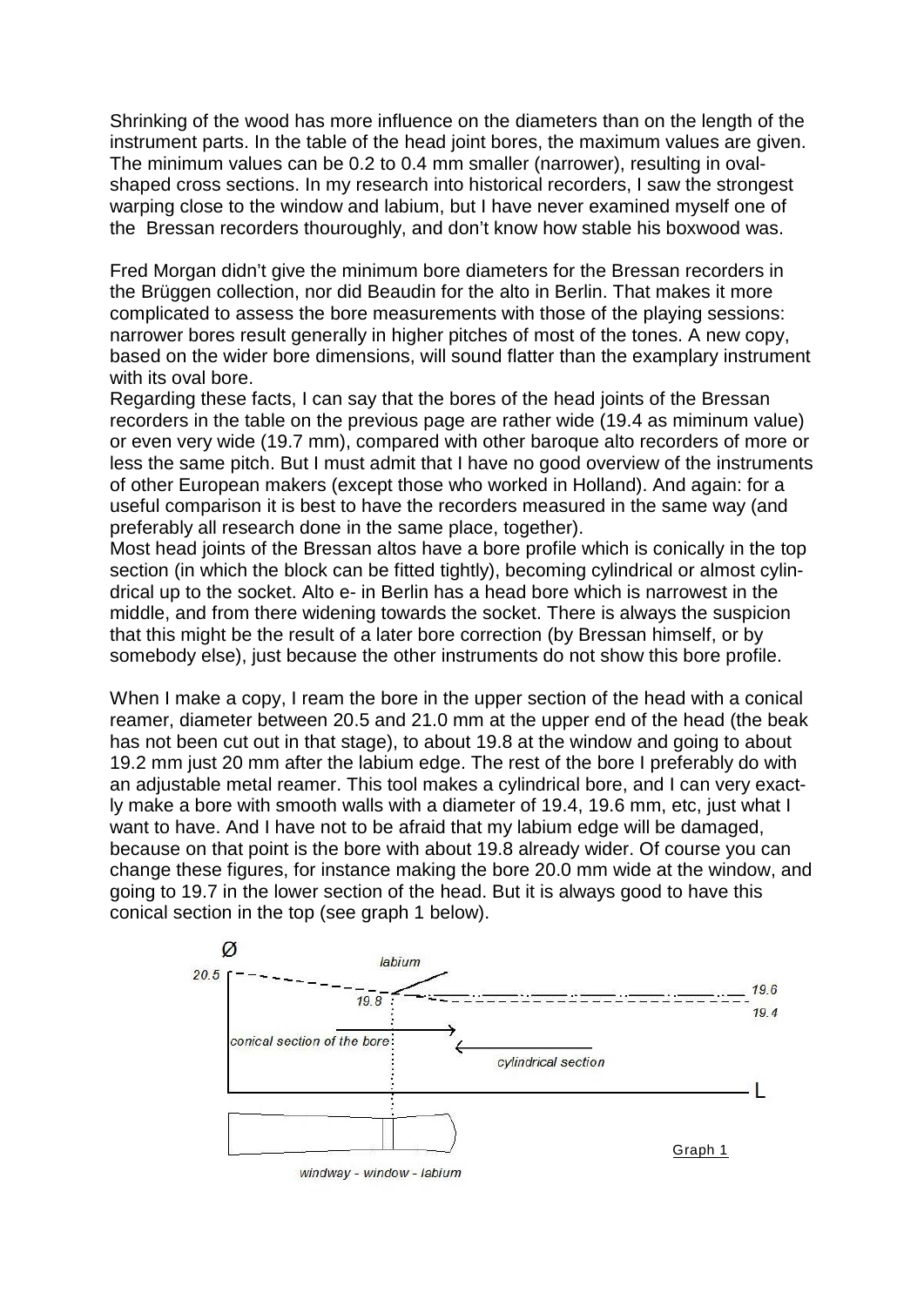Shrinking of the wood has more influence on the diameters than on the length of the instrument parts. In the table of the head joint bores, the maximum values are given. The minimum values can be 0.2 to 0.4 mm smaller (narrower), resulting in oval-shaped cross sections. In my research into historical recorders, I saw the strongest warping close to the window and labium, but I have never examined myself one of the Bressan recorders thouroughly, and don't know how stable his boxwood was.

Fred Morgan didn't give the minimum bore diameters for the Bressan recorders in the Brüggen collection, nor did Beaudin for the alto in Berlin. That makes it more complicated to assess the bore measurements with those of the playing sessions: narrower bores result generally in higher pitches of most of the tones. A new copy, based on the wider bore dimensions, will sound flatter than the examplary instrument with its oval bore.

Regarding these facts, I can say that the bores of the head joints of the Bressan recorders in the table on the previous page are rather wide (19.4 as miminum value) or even very wide (19.7 mm), compared with other baroque alto recorders of more or less the same pitch. But I must admit that I have no good overview of the instruments of other European makers (except those who worked in Holland). And again: for a useful comparison it is best to have the recorders measured in the same way (and preferably all research done in the same place, together).

Most head joints of the Bressan altos have a bore profile which is conically in the top section (in which the block can be fitted tightly), becoming cylindrical or almost cylindrical up to the socket. Alto e- in Berlin has a head bore which is narrowest in the middle, and from there widening towards the socket. There is always the suspicion that this might be the result of a later bore correction (by Bressan himself, or by somebody else), just because the other instruments do not show this bore profile.

When I make a copy, I ream the bore in the upper section of the head with a conical reamer, diameter between 20.5 and 21.0 mm at the upper end of the head (the beak has not been cut out in that stage), to about 19.8 at the window and going to about 19.2 mm just 20 mm after the labium edge. The rest of the bore I preferably do with an adjustable metal reamer. This tool makes a cylindrical bore, and I can very exactly make a bore with smooth walls with a diameter of 19.4, 19.6 mm, etc, just what I want to have. And I have not to be afraid that my labium edge will be damaged, because on that point is the bore with about 19.8 already wider. Of course you can change these figures, for instance making the bore 20.0 mm wide at the window, and going to 19.7 in the lower section of the head. But it is always good to have this conical section in the top (see graph 1 below).

Graph 1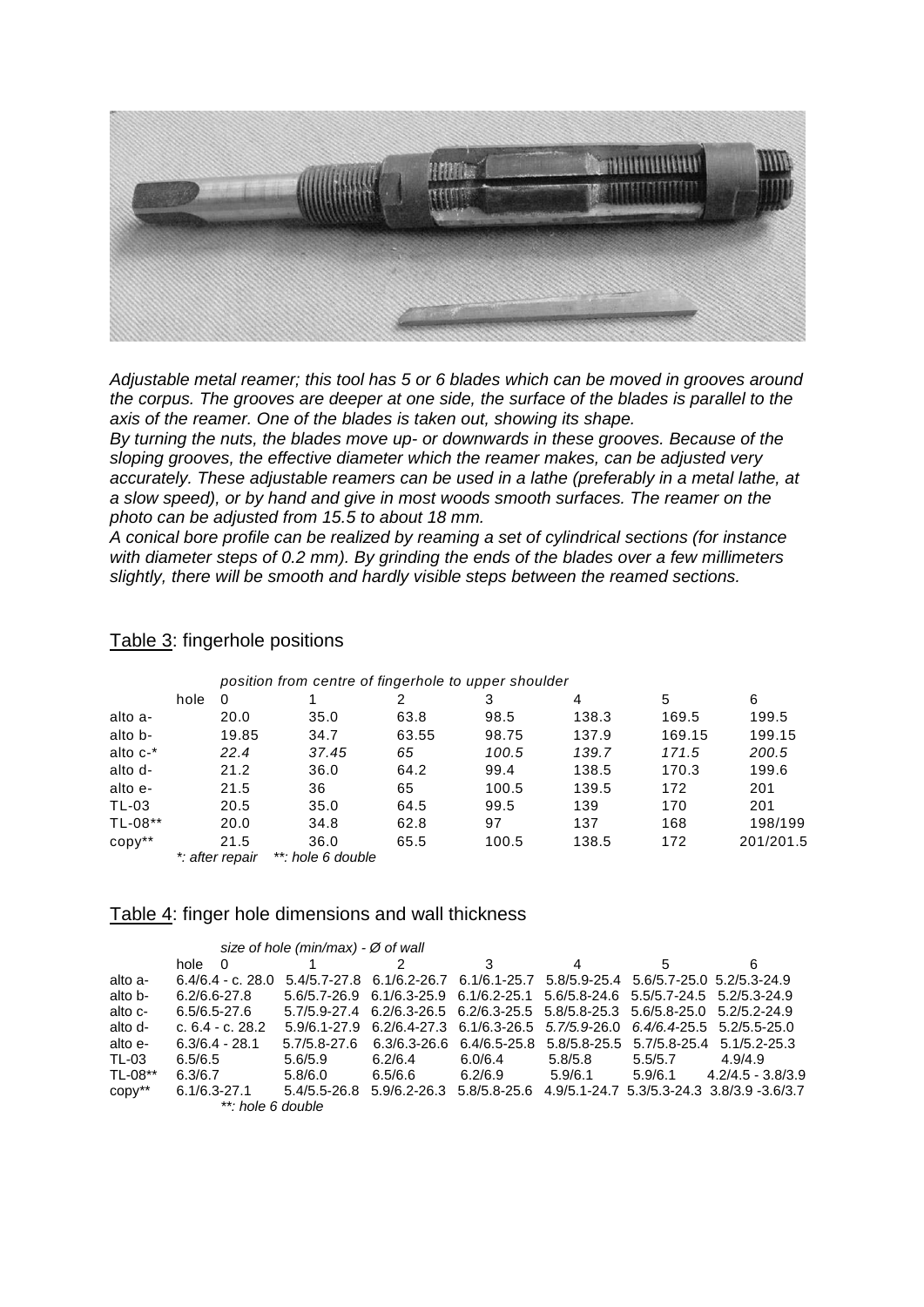*Adjustable metal reamer; this tool has 5 or 6 blades which can be moved in grooves around the corpus. The grooves are deeper at one side, the surface of the blades is parallel to the axis of the reamer. One of the blades is taken out, showing its shape.*

*By turning the nuts, the blades move up- or downwards in these grooves. Because of the sloping grooves, the effective diameter which the reamer makes, can be adjusted very accurately. These adjustable reamers can be used in a lathe (preferably in a metal lathe, at a slow speed), or by hand and give in most woods smooth surfaces. The reamer on the photo can be adjusted from 15.5 to about 18 mm.*

*A conical bore profile can be realized by reaming a set of cylindrical sections (for instance with diameter steps of 0.2 mm). By grinding the ends of the blades over a few millimeters slightly, there will be smooth and hardly visible steps between the reamed sections.*

## Table 3: fingerhole positions

*position from centre of fingerhole to upper shoulder*

| hole | 0 | 1 | 2 | 3 | 4 | 5 | 6 |
|---|---|---|---|---|---|---|---|
| alto a- | 20.0 | 35.0 | 63.8 | 98.5 | 138.3 | 169.5 | 199.5 |
| alto b- | 19.85 | 34.7 | 63.55 | 98.75 | 137.9 | 169.15 | 199.15 |
| alto c-* | *22.4* | *37.45* | *65* | *100.5* | *139.7* | *171.5* | *200.5* |
| alto d- | 21.2 | 36.0 | 64.2 | 99.4 | 138.5 | 170.3 | 199.6 |
| alto e- | 21.5 | 36 | 65 | 100.5 | 139.5 | 172 | 201 |
| TL-03 | 20.5 | 35.0 | 64.5 | 99.5 | 139 | 170 | 201 |
| TL-08** | 20.0 | 34.8 | 62.8 | 97 | 137 | 168 | 198/199 |
| copy** | 21.5 | 36.0 | 65.5 | 100.5 | 138.5 | 172 | 201/201.5 |

*\*: after repair* *\*\*: hole 6 double*

## Table 4: finger hole dimensions and wall thickness

*size of hole (min/max) - Ø of wall*

| hole | 0 | 1 | 2 | 3 | 4 | 5 | 6 |
|---|---|---|---|---|---|---|---|
| alto a- | 6.4/6.4 - c. 28.0 | 5.4/5.7-27.8 | 6.1/6.2-26.7 | 6.1/6.1-25.7 | 5.8/5.9-25.4 | 5.6/5.7-25.0 | 5.2/5.3-24.9 |
| alto b- | 6.2/6.6-27.8 | 5.6/5.7-26.9 | 6.1/6.3-25.9 | 6.1/6.2-25.1 | 5.6/5.8-24.6 | 5.5/5.7-24.5 | 5.2/5.3-24.9 |
| alto c- | 6.5/6.5-27.6 | 5.7/5.9-27.4 | 6.2/6.3-26.5 | 6.2/6.3-25.5 | 5.8/5.8-25.3 | 5.6/5.8-25.0 | 5.2/5.2-24.9 |
| alto d- | c. 6.4 - c. 28.2 | 5.9/6.1-27.9 | 6.2/6.4-27.3 | 6.1/6.3-26.5 | *5.7/5.9*-26.0 | *6.4/6.4*-25.5 | 5.2/5.5-25.0 |
| alto e- | 6.3/6.4 - 28.1 | 5.7/5.8-27.6 | 6.3/6.3-26.6 | 6.4/6.5-25.8 | 5.8/5.8-25.5 | 5.7/5.8-25.4 | 5.1/5.2-25.3 |
| TL-03 | 6.5/6.5 | 5.6/5.9 | 6.2/6.4 | 6.0/6.4 | 5.8/5.8 | 5.5/5.7 | 4.9/4.9 |
| TL-08** | 6.3/6.7 | 5.8/6.0 | 6.5/6.6 | 6.2/6.9 | 5.9/6.1 | 5.9/6.1 | 4.2/4.5 - 3.8/3.9 |
| copy** | 6.1/6.3-27.1 | 5.4/5.5-26.8 | 5.9/6.2-26.3 | 5.8/5.8-25.6 | 4.9/5.1-24.7 | 5.3/5.3-24.3 | 3.8/3.9 -3.6/3.7 |

*\*\*: hole 6 double*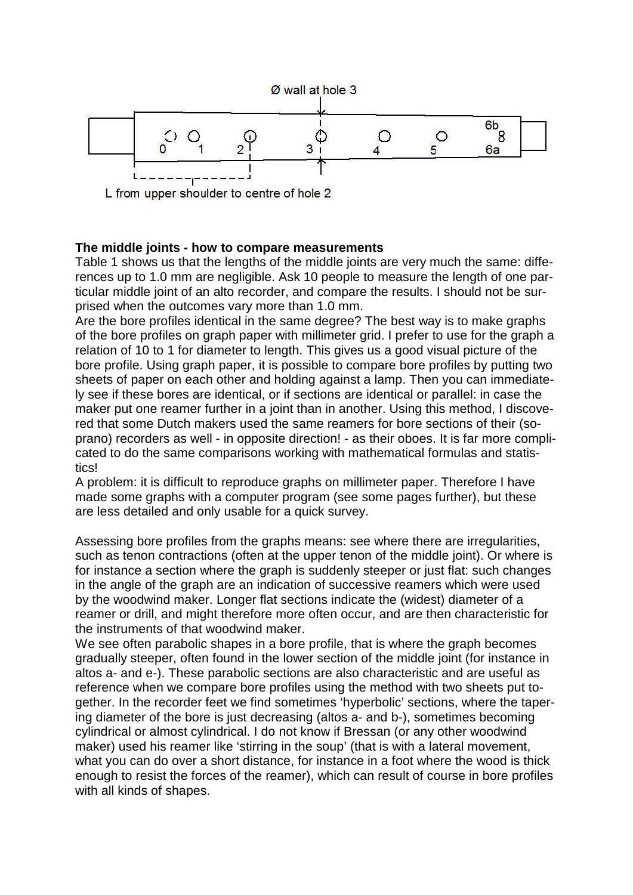Ø wall at hole 3

L from upper shoulder to centre of hole 2

**The middle joints - how to compare measurements**

Table 1 shows us that the lengths of the middle joints are very much the same: differences up to 1.0 mm are negligible. Ask 10 people to measure the length of one particular middle joint of an alto recorder, and compare the results. I should not be surprised when the outcomes vary more than 1.0 mm.

Are the bore profiles identical in the same degree? The best way is to make graphs of the bore profiles on graph paper with millimeter grid. I prefer to use for the graph a relation of 10 to 1 for diameter to length. This gives us a good visual picture of the bore profile. Using graph paper, it is possible to compare bore profiles by putting two sheets of paper on each other and holding against a lamp. Then you can immediately see if these bores are identical, or if sections are identical or parallel: in case the maker put one reamer further in a joint than in another. Using this method, I discovered that some Dutch makers used the same reamers for bore sections of their (soprano) recorders as well - in opposite direction! - as their oboes. It is far more complicated to do the same comparisons working with mathematical formulas and statistics!

A problem: it is difficult to reproduce graphs on millimeter paper. Therefore I have made some graphs with a computer program (see some pages further), but these are less detailed and only usable for a quick survey.

Assessing bore profiles from the graphs means: see where there are irregularities, such as tenon contractions (often at the upper tenon of the middle joint). Or where is for instance a section where the graph is suddenly steeper or just flat: such changes in the angle of the graph are an indication of successive reamers which were used by the woodwind maker. Longer flat sections indicate the (widest) diameter of a reamer or drill, and might therefore more often occur, and are then characteristic for the instruments of that woodwind maker.

We see often parabolic shapes in a bore profile, that is where the graph becomes gradually steeper, often found in the lower section of the middle joint (for instance in altos a- and e-). These parabolic sections are also characteristic and are useful as reference when we compare bore profiles using the method with two sheets put together. In the recorder feet we find sometimes 'hyperbolic' sections, where the tapering diameter of the bore is just decreasing (altos a- and b-), sometimes becoming cylindrical or almost cylindrical. I do not know if Bressan (or any other woodwind maker) used his reamer like 'stirring in the soup' (that is with a lateral movement, what you can do over a short distance, for instance in a foot where the wood is thick enough to resist the forces of the reamer), which can result of course in bore profiles with all kinds of shapes.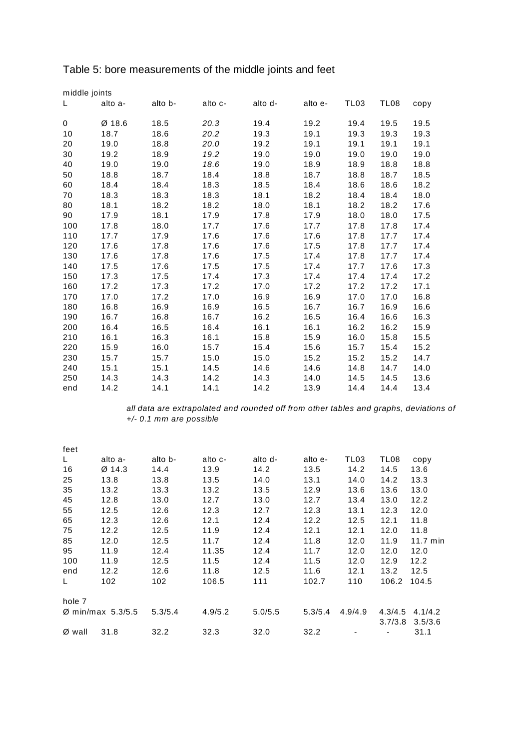Table 5: bore measurements of the middle joints and feet

middle joints

| L | alto a- | alto b- | alto c- | alto d- | alto e- | TL03 | TL08 | copy |
|---|---|---|---|---|---|---|---|---|
| 0 | Ø 18.6 | 18.5 | *20.3* | 19.4 | 19.2 | 19.4 | 19.5 | 19.5 |
| 10 | 18.7 | 18.6 | *20.2* | 19.3 | 19.1 | 19.3 | 19.3 | 19.3 |
| 20 | 19.0 | 18.8 | *20.0* | 19.2 | 19.1 | 19.1 | 19.1 | 19.1 |
| 30 | 19.2 | 18.9 | *19.2* | 19.0 | 19.0 | 19.0 | 19.0 | 19.0 |
| 40 | 19.0 | 19.0 | *18.6* | 19.0 | 18.9 | 18.9 | 18.8 | 18.8 |
| 50 | 18.8 | 18.7 | 18.4 | 18.8 | 18.7 | 18.8 | 18.7 | 18.5 |
| 60 | 18.4 | 18.4 | 18.3 | 18.5 | 18.4 | 18.6 | 18.6 | 18.2 |
| 70 | 18.3 | 18.3 | 18.3 | 18.1 | 18.2 | 18.4 | 18.4 | 18.0 |
| 80 | 18.1 | 18.2 | 18.2 | 18.0 | 18.1 | 18.2 | 18.2 | 17.6 |
| 90 | 17.9 | 18.1 | 17.9 | 17.8 | 17.9 | 18.0 | 18.0 | 17.5 |
| 100 | 17.8 | 18.0 | 17.7 | 17.6 | 17.7 | 17.8 | 17.8 | 17.4 |
| 110 | 17.7 | 17.9 | 17.6 | 17.6 | 17.6 | 17.8 | 17.7 | 17.4 |
| 120 | 17.6 | 17.8 | 17.6 | 17.6 | 17.5 | 17.8 | 17.7 | 17.4 |
| 130 | 17.6 | 17.8 | 17.6 | 17.5 | 17.4 | 17.8 | 17.7 | 17.4 |
| 140 | 17.5 | 17.6 | 17.5 | 17.5 | 17.4 | 17.7 | 17.6 | 17.3 |
| 150 | 17.3 | 17.5 | 17.4 | 17.3 | 17.4 | 17.4 | 17.4 | 17.2 |
| 160 | 17.2 | 17.3 | 17.2 | 17.0 | 17.2 | 17.2 | 17.2 | 17.1 |
| 170 | 17.0 | 17.2 | 17.0 | 16.9 | 16.9 | 17.0 | 17.0 | 16.8 |
| 180 | 16.8 | 16.9 | 16.9 | 16.5 | 16.7 | 16.7 | 16.9 | 16.6 |
| 190 | 16.7 | 16.8 | 16.7 | 16.2 | 16.5 | 16.4 | 16.6 | 16.3 |
| 200 | 16.4 | 16.5 | 16.4 | 16.1 | 16.1 | 16.2 | 16.2 | 15.9 |
| 210 | 16.1 | 16.3 | 16.1 | 15.8 | 15.9 | 16.0 | 15.8 | 15.5 |
| 220 | 15.9 | 16.0 | 15.7 | 15.4 | 15.6 | 15.7 | 15.4 | 15.2 |
| 230 | 15.7 | 15.7 | 15.0 | 15.0 | 15.2 | 15.2 | 15.2 | 14.7 |
| 240 | 15.1 | 15.1 | 14.5 | 14.6 | 14.6 | 14.8 | 14.7 | 14.0 |
| 250 | 14.3 | 14.3 | 14.2 | 14.3 | 14.0 | 14.5 | 14.5 | 13.6 |
| end | 14.2 | 14.1 | 14.1 | 14.2 | 13.9 | 14.4 | 14.4 | 13.4 |

*all data are extrapolated and rounded off from other tables and graphs, deviations of +/- 0.1 mm are possible*

feet

| L | alto a- | alto b- | alto c- | alto d- | alto e- | TL03 | TL08 | copy |
|---|---|---|---|---|---|---|---|---|
| 16 | Ø 14.3 | 14.4 | 13.9 | 14.2 | 13.5 | 14.2 | 14.5 | 13.6 |
| 25 | 13.8 | 13.8 | 13.5 | 14.0 | 13.1 | 14.0 | 14.2 | 13.3 |
| 35 | 13.2 | 13.3 | 13.2 | 13.5 | 12.9 | 13.6 | 13.6 | 13.0 |
| 45 | 12.8 | 13.0 | 12.7 | 13.0 | 12.7 | 13.4 | 13.0 | 12.2 |
| 55 | 12.5 | 12.6 | 12.3 | 12.7 | 12.3 | 13.1 | 12.3 | 12.0 |
| 65 | 12.3 | 12.6 | 12.1 | 12.4 | 12.2 | 12.5 | 12.1 | 11.8 |
| 75 | 12.2 | 12.5 | 11.9 | 12.4 | 12.1 | 12.1 | 12.0 | 11.8 |
| 85 | 12.0 | 12.5 | 11.7 | 12.4 | 11.8 | 12.0 | 11.9 | 11.7 min |
| 95 | 11.9 | 12.4 | 11.35 | 12.4 | 11.7 | 12.0 | 12.0 | 12.0 |
| 100 | 11.9 | 12.5 | 11.5 | 12.4 | 11.5 | 12.0 | 12.9 | 12.2 |
| end | 12.2 | 12.6 | 11.8 | 12.5 | 11.6 | 12.1 | 13.2 | 12.5 |
| L | 102 | 102 | 106.5 | 111 | 102.7 | 110 | 106.2 | 104.5 |
| hole 7 | | | | | | | | |
| Ø min/max | 5.3/5.5 | 5.3/5.4 | 4.9/5.2 | 5.0/5.5 | 5.3/5.4 | 4.9/4.9 | 4.3/4.5<br>3.7/3.8 | 4.1/4.2<br>3.5/3.6 |
| Ø wall | 31.8 | 32.2 | 32.3 | 32.0 | 32.2 | - | - | 31.1 |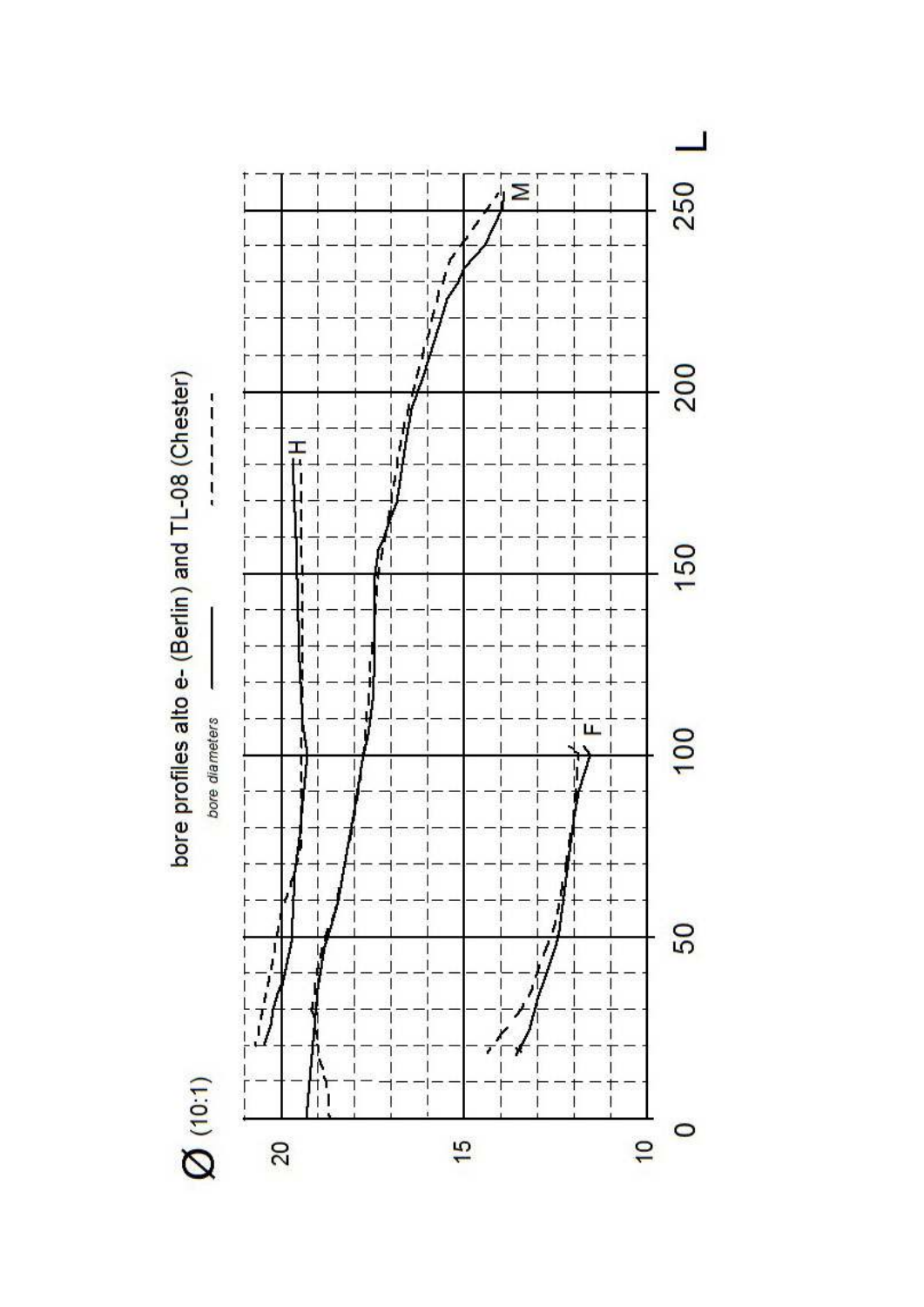bore profiles alto e- (Berlin) ——— and TL-08 (Chester) - - - - - -

*bore diameters*

Ø (10:1)

20

15

10

0 50 100 150 200 250 L

H

M

F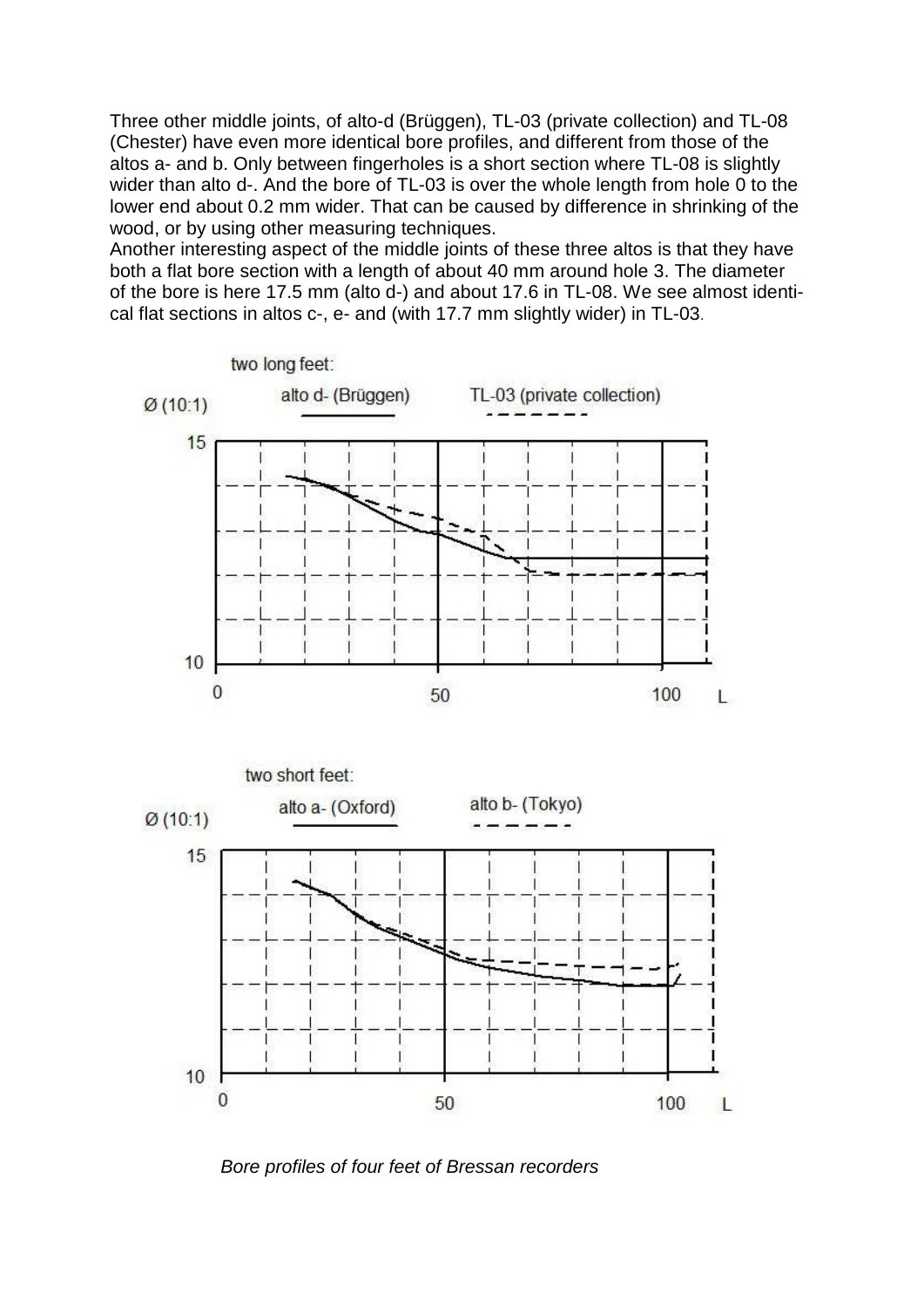Three other middle joints, of alto-d (Brüggen), TL-03 (private collection) and TL-08 (Chester) have even more identical bore profiles, and different from those of the altos a- and b. Only between fingerholes is a short section where TL-08 is slightly wider than alto d-. And the bore of TL-03 is over the whole length from hole 0 to the lower end about 0.2 mm wider. That can be caused by difference in shrinking of the wood, or by using other measuring techniques.
Another interesting aspect of the middle joints of these three altos is that they have both a flat bore section with a length of about 40 mm around hole 3. The diameter of the bore is here 17.5 mm (alto d-) and about 17.6 in TL-08. We see almost identical flat sections in altos c-, e- and (with 17.7 mm slightly wider) in TL-03.

*Bore profiles of four feet of Bressan recorders*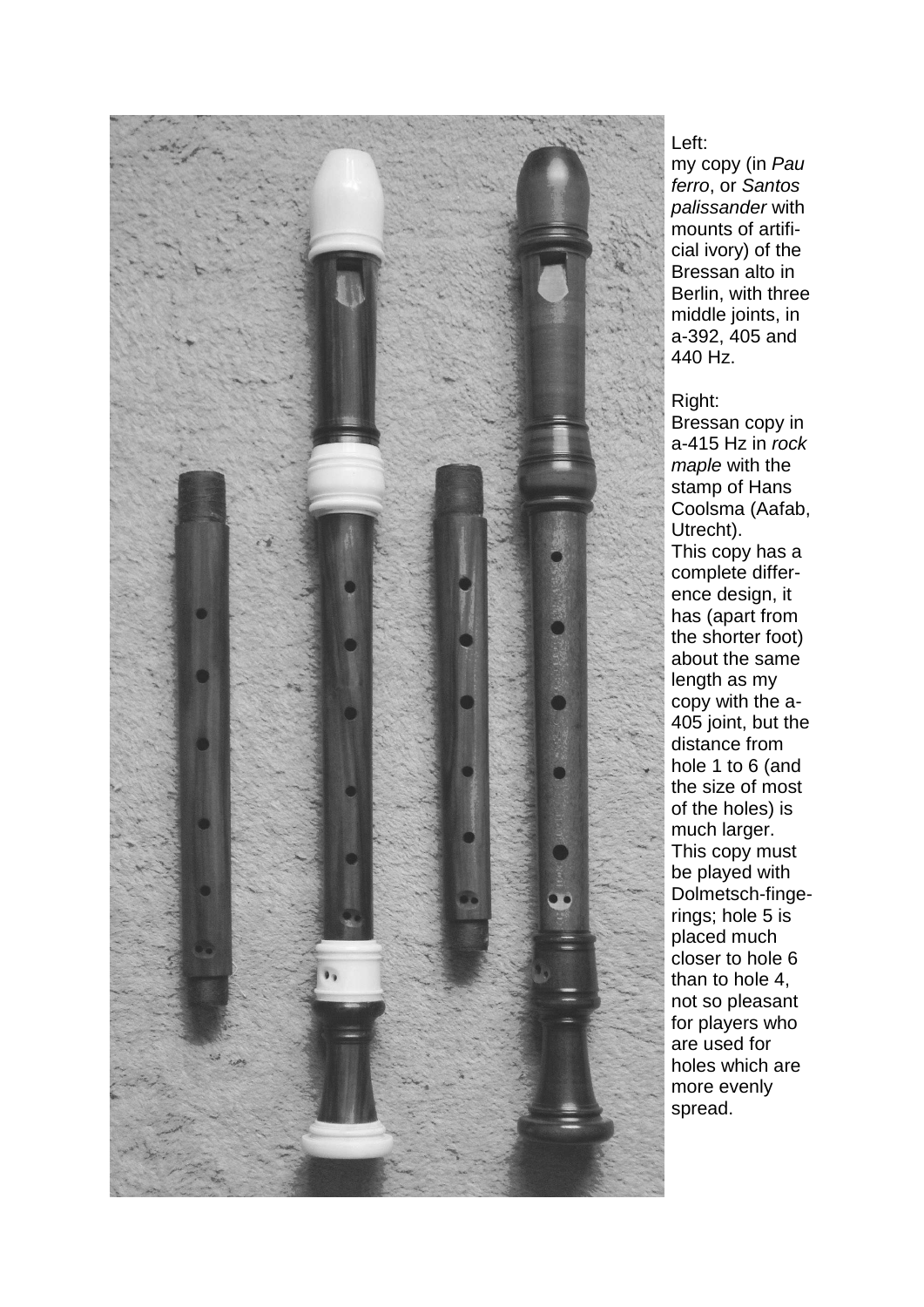Left:
my copy (in *Pau ferro*, or *Santos palissander* with mounts of artificial ivory) of the Bressan alto in Berlin, with three middle joints, in a-392, 405 and 440 Hz.

Right:
Bressan copy in a-415 Hz in *rock maple* with the stamp of Hans Coolsma (Aafab, Utrecht).
This copy has a complete difference design, it has (apart from the shorter foot) about the same length as my copy with the a-405 joint, but the distance from hole 1 to 6 (and the size of most of the holes) is much larger.
This copy must be played with Dolmetsch-fingerings; hole 5 is placed much closer to hole 6 than to hole 4, not so pleasant for players who are used for holes which are more evenly spread.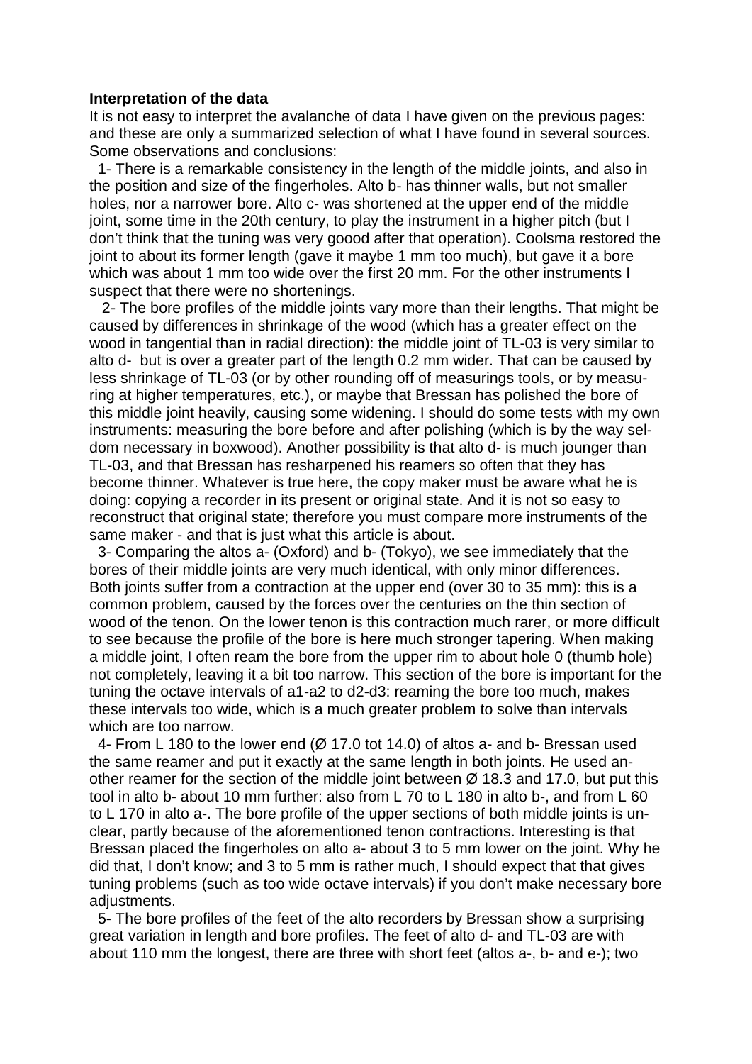**Interpretation of the data**

It is not easy to interpret the avalanche of data I have given on the previous pages: and these are only a summarized selection of what I have found in several sources. Some observations and conclusions:

1- There is a remarkable consistency in the length of the middle joints, and also in the position and size of the fingerholes. Alto b- has thinner walls, but not smaller holes, nor a narrower bore. Alto c- was shortened at the upper end of the middle joint, some time in the 20th century, to play the instrument in a higher pitch (but I don't think that the tuning was very goood after that operation). Coolsma restored the joint to about its former length (gave it maybe 1 mm too much), but gave it a bore which was about 1 mm too wide over the first 20 mm. For the other instruments I suspect that there were no shortenings.

2- The bore profiles of the middle joints vary more than their lengths. That might be caused by differences in shrinkage of the wood (which has a greater effect on the wood in tangential than in radial direction): the middle joint of TL-03 is very similar to alto d- but is over a greater part of the length 0.2 mm wider. That can be caused by less shrinkage of TL-03 (or by other rounding off of measurings tools, or by measuring at higher temperatures, etc.), or maybe that Bressan has polished the bore of this middle joint heavily, causing some widening. I should do some tests with my own instruments: measuring the bore before and after polishing (which is by the way seldom necessary in boxwood). Another possibility is that alto d- is much jounger than TL-03, and that Bressan has resharpened his reamers so often that they has become thinner. Whatever is true here, the copy maker must be aware what he is doing: copying a recorder in its present or original state. And it is not so easy to reconstruct that original state; therefore you must compare more instruments of the same maker - and that is just what this article is about.

3- Comparing the altos a- (Oxford) and b- (Tokyo), we see immediately that the bores of their middle joints are very much identical, with only minor differences. Both joints suffer from a contraction at the upper end (over 30 to 35 mm): this is a common problem, caused by the forces over the centuries on the thin section of wood of the tenon. On the lower tenon is this contraction much rarer, or more difficult to see because the profile of the bore is here much stronger tapering. When making a middle joint, I often ream the bore from the upper rim to about hole 0 (thumb hole) not completely, leaving it a bit too narrow. This section of the bore is important for the tuning the octave intervals of a1-a2 to d2-d3: reaming the bore too much, makes these intervals too wide, which is a much greater problem to solve than intervals which are too narrow.

4- From L 180 to the lower end (Ø 17.0 tot 14.0) of altos a- and b- Bressan used the same reamer and put it exactly at the same length in both joints. He used another reamer for the section of the middle joint between Ø 18.3 and 17.0, but put this tool in alto b- about 10 mm further: also from L 70 to L 180 in alto b-, and from L 60 to L 170 in alto a-. The bore profile of the upper sections of both middle joints is unclear, partly because of the aforementioned tenon contractions. Interesting is that Bressan placed the fingerholes on alto a- about 3 to 5 mm lower on the joint. Why he did that, I don't know; and 3 to 5 mm is rather much, I should expect that that gives tuning problems (such as too wide octave intervals) if you don't make necessary bore adjustments.

5- The bore profiles of the feet of the alto recorders by Bressan show a surprising great variation in length and bore profiles. The feet of alto d- and TL-03 are with about 110 mm the longest, there are three with short feet (altos a-, b- and e-); two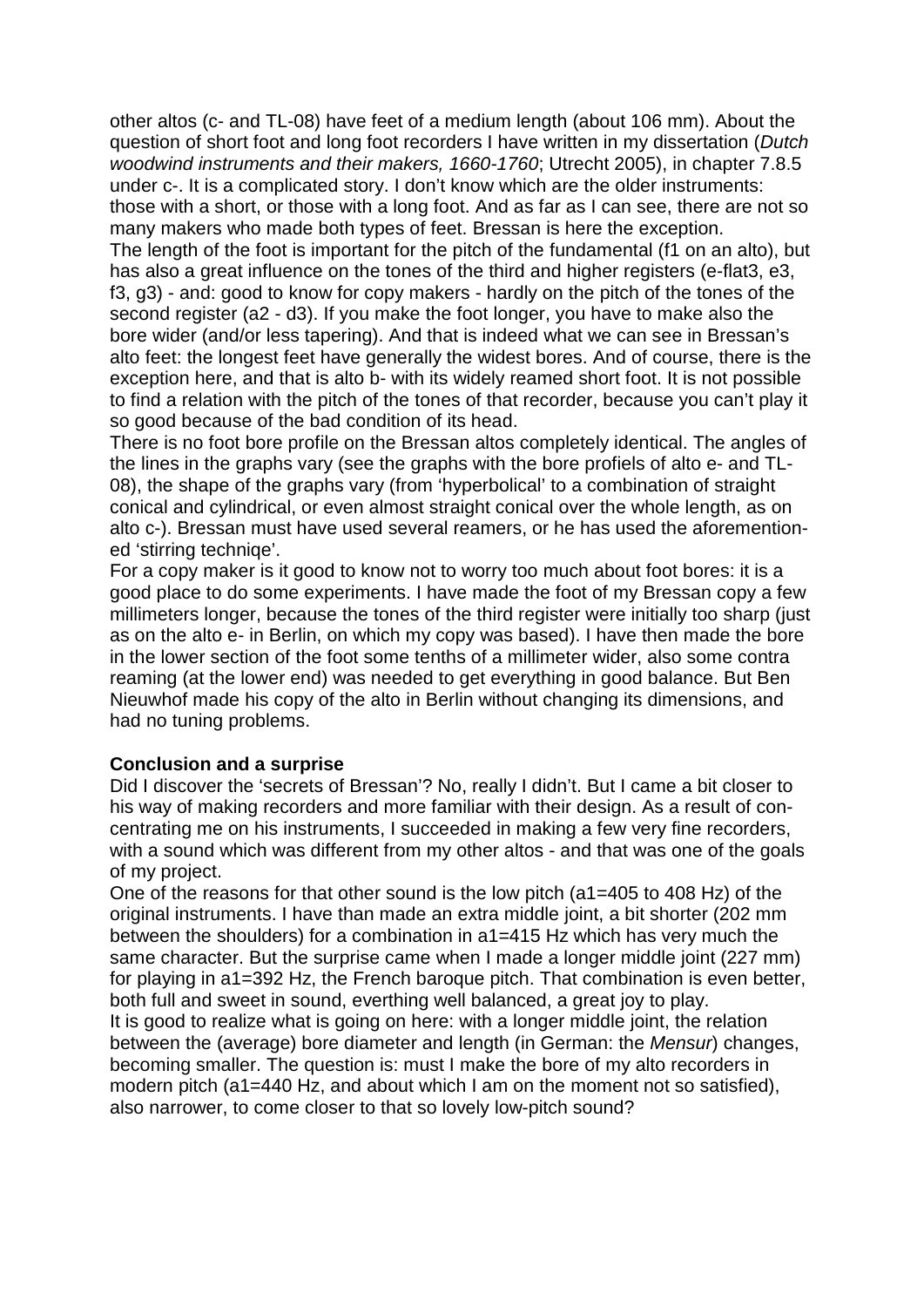other altos (c- and TL-08) have feet of a medium length (about 106 mm). About the question of short foot and long foot recorders I have written in my dissertation (*Dutch woodwind instruments and their makers, 1660-1760*; Utrecht 2005), in chapter 7.8.5 under c-. It is a complicated story. I don't know which are the older instruments: those with a short, or those with a long foot. And as far as I can see, there are not so many makers who made both types of feet. Bressan is here the exception.

The length of the foot is important for the pitch of the fundamental (f1 on an alto), but has also a great influence on the tones of the third and higher registers (e-flat3, e3, f3, g3) - and: good to know for copy makers - hardly on the pitch of the tones of the second register (a2 - d3). If you make the foot longer, you have to make also the bore wider (and/or less tapering). And that is indeed what we can see in Bressan's alto feet: the longest feet have generally the widest bores. And of course, there is the exception here, and that is alto b- with its widely reamed short foot. It is not possible to find a relation with the pitch of the tones of that recorder, because you can't play it so good because of the bad condition of its head.

There is no foot bore profile on the Bressan altos completely identical. The angles of the lines in the graphs vary (see the graphs with the bore profiels of alto e- and TL-08), the shape of the graphs vary (from 'hyperbolical' to a combination of straight conical and cylindrical, or even almost straight conical over the whole length, as on alto c-). Bressan must have used several reamers, or he has used the aforementioned 'stirring techniqe'.

For a copy maker is it good to know not to worry too much about foot bores: it is a good place to do some experiments. I have made the foot of my Bressan copy a few millimeters longer, because the tones of the third register were initially too sharp (just as on the alto e- in Berlin, on which my copy was based). I have then made the bore in the lower section of the foot some tenths of a millimeter wider, also some contra reaming (at the lower end) was needed to get everything in good balance. But Ben Nieuwhof made his copy of the alto in Berlin without changing its dimensions, and had no tuning problems.

**Conclusion and a surprise**

Did I discover the 'secrets of Bressan'? No, really I didn't. But I came a bit closer to his way of making recorders and more familiar with their design. As a result of concentrating me on his instruments, I succeeded in making a few very fine recorders, with a sound which was different from my other altos - and that was one of the goals of my project.

One of the reasons for that other sound is the low pitch (a1=405 to 408 Hz) of the original instruments. I have than made an extra middle joint, a bit shorter (202 mm between the shoulders) for a combination in a1=415 Hz which has very much the same character. But the surprise came when I made a longer middle joint (227 mm) for playing in a1=392 Hz, the French baroque pitch. That combination is even better, both full and sweet in sound, everthing well balanced, a great joy to play.

It is good to realize what is going on here: with a longer middle joint, the relation between the (average) bore diameter and length (in German: the *Mensur*) changes, becoming smaller. The question is: must I make the bore of my alto recorders in modern pitch (a1=440 Hz, and about which I am on the moment not so satisfied), also narrower, to come closer to that so lovely low-pitch sound?